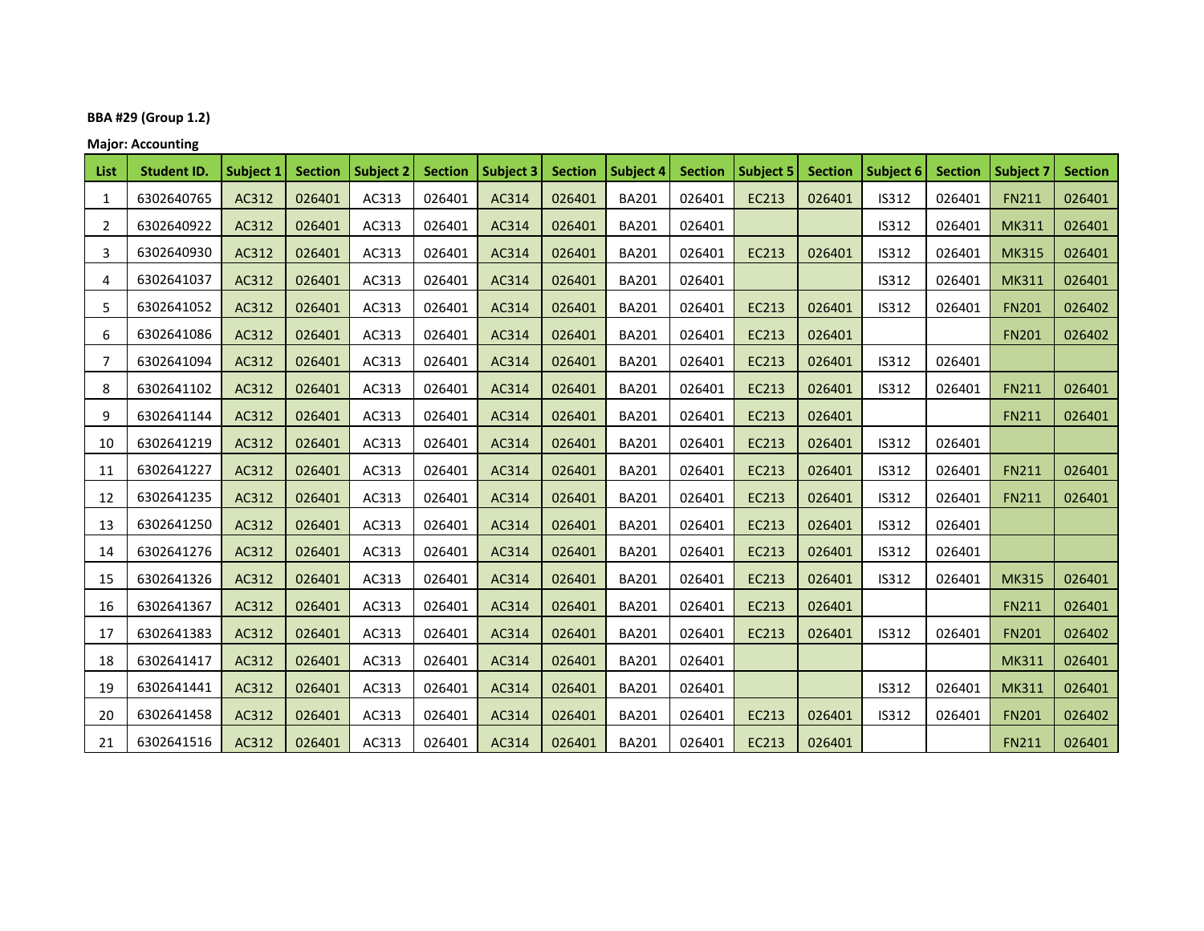**BBA #29 (Group 1.2)**

**Major: Accounting**

| List | Student ID. | Subject 1 | Section | Subject 2 | Section | Subject 3 | Section | Subject 4 | Section | Subject 5 | Section | Subject 6 | Section | Subject 7 | Section |
|---|---|---|---|---|---|---|---|---|---|---|---|---|---|---|---|
| 1 | 6302640765 | AC312 | 026401 | AC313 | 026401 | AC314 | 026401 | BA201 | 026401 | EC213 | 026401 | IS312 | 026401 | FN211 | 026401 |
| 2 | 6302640922 | AC312 | 026401 | AC313 | 026401 | AC314 | 026401 | BA201 | 026401 | | | IS312 | 026401 | MK311 | 026401 |
| 3 | 6302640930 | AC312 | 026401 | AC313 | 026401 | AC314 | 026401 | BA201 | 026401 | EC213 | 026401 | IS312 | 026401 | MK315 | 026401 |
| 4 | 6302641037 | AC312 | 026401 | AC313 | 026401 | AC314 | 026401 | BA201 | 026401 | | | IS312 | 026401 | MK311 | 026401 |
| 5 | 6302641052 | AC312 | 026401 | AC313 | 026401 | AC314 | 026401 | BA201 | 026401 | EC213 | 026401 | IS312 | 026401 | FN201 | 026402 |
| 6 | 6302641086 | AC312 | 026401 | AC313 | 026401 | AC314 | 026401 | BA201 | 026401 | EC213 | 026401 | | | FN201 | 026402 |
| 7 | 6302641094 | AC312 | 026401 | AC313 | 026401 | AC314 | 026401 | BA201 | 026401 | EC213 | 026401 | IS312 | 026401 | | |
| 8 | 6302641102 | AC312 | 026401 | AC313 | 026401 | AC314 | 026401 | BA201 | 026401 | EC213 | 026401 | IS312 | 026401 | FN211 | 026401 |
| 9 | 6302641144 | AC312 | 026401 | AC313 | 026401 | AC314 | 026401 | BA201 | 026401 | EC213 | 026401 | | | FN211 | 026401 |
| 10 | 6302641219 | AC312 | 026401 | AC313 | 026401 | AC314 | 026401 | BA201 | 026401 | EC213 | 026401 | IS312 | 026401 | | |
| 11 | 6302641227 | AC312 | 026401 | AC313 | 026401 | AC314 | 026401 | BA201 | 026401 | EC213 | 026401 | IS312 | 026401 | FN211 | 026401 |
| 12 | 6302641235 | AC312 | 026401 | AC313 | 026401 | AC314 | 026401 | BA201 | 026401 | EC213 | 026401 | IS312 | 026401 | FN211 | 026401 |
| 13 | 6302641250 | AC312 | 026401 | AC313 | 026401 | AC314 | 026401 | BA201 | 026401 | EC213 | 026401 | IS312 | 026401 | | |
| 14 | 6302641276 | AC312 | 026401 | AC313 | 026401 | AC314 | 026401 | BA201 | 026401 | EC213 | 026401 | IS312 | 026401 | | |
| 15 | 6302641326 | AC312 | 026401 | AC313 | 026401 | AC314 | 026401 | BA201 | 026401 | EC213 | 026401 | IS312 | 026401 | MK315 | 026401 |
| 16 | 6302641367 | AC312 | 026401 | AC313 | 026401 | AC314 | 026401 | BA201 | 026401 | EC213 | 026401 | | | FN211 | 026401 |
| 17 | 6302641383 | AC312 | 026401 | AC313 | 026401 | AC314 | 026401 | BA201 | 026401 | EC213 | 026401 | IS312 | 026401 | FN201 | 026402 |
| 18 | 6302641417 | AC312 | 026401 | AC313 | 026401 | AC314 | 026401 | BA201 | 026401 | | | | | MK311 | 026401 |
| 19 | 6302641441 | AC312 | 026401 | AC313 | 026401 | AC314 | 026401 | BA201 | 026401 | | | IS312 | 026401 | MK311 | 026401 |
| 20 | 6302641458 | AC312 | 026401 | AC313 | 026401 | AC314 | 026401 | BA201 | 026401 | EC213 | 026401 | IS312 | 026401 | FN201 | 026402 |
| 21 | 6302641516 | AC312 | 026401 | AC313 | 026401 | AC314 | 026401 | BA201 | 026401 | EC213 | 026401 | | | FN211 | 026401 |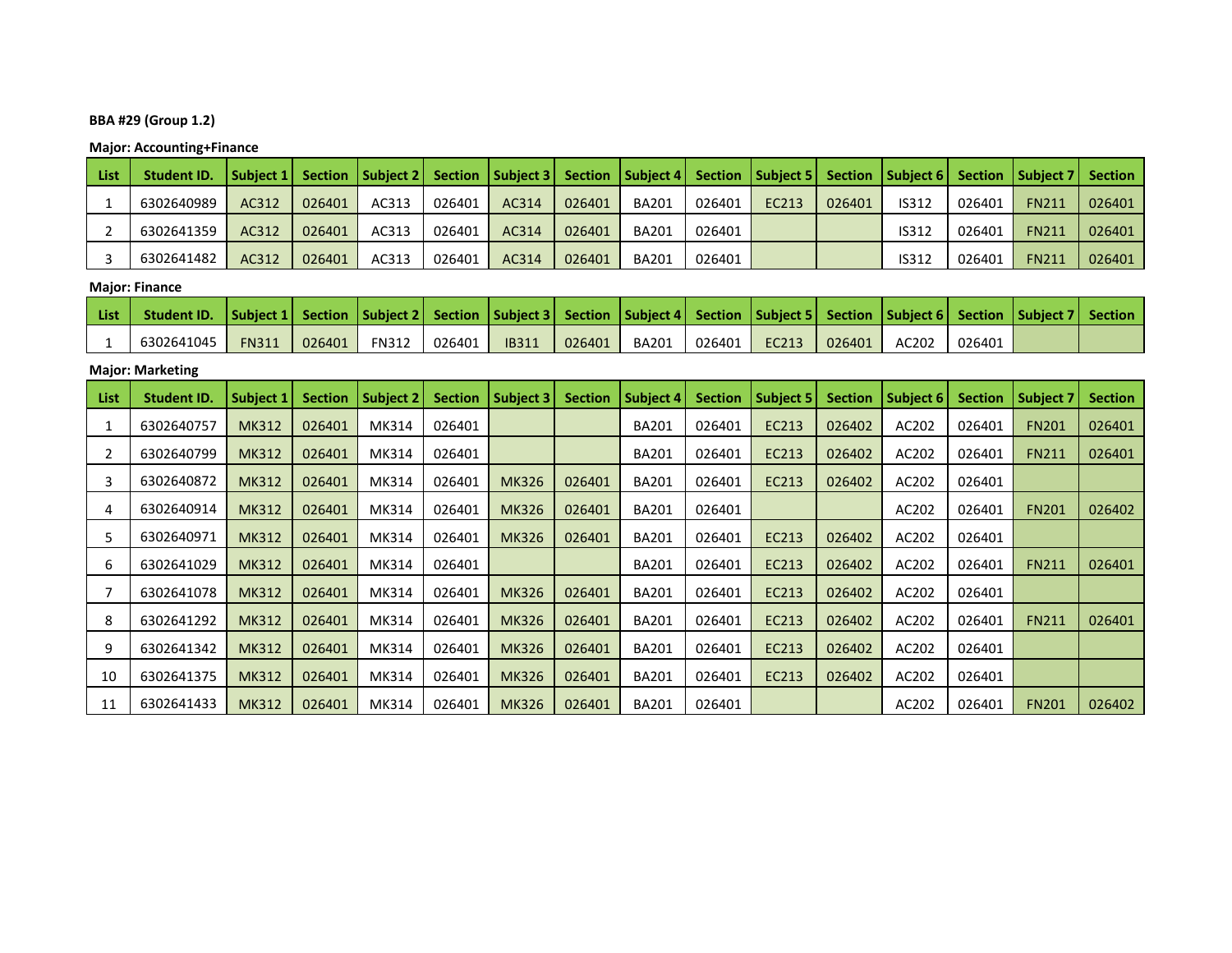**BBA #29 (Group 1.2)**

**Major: Accounting+Finance**

| List | Student ID. | Subject 1 | Section | Subject 2 | Section | Subject 3 | Section | Subject 4 | Section | Subject 5 | Section | Subject 6 | Section | Subject 7 | Section |
|---|---|---|---|---|---|---|---|---|---|---|---|---|---|---|---|
| 1 | 6302640989 | AC312 | 026401 | AC313 | 026401 | AC314 | 026401 | BA201 | 026401 | EC213 | 026401 | IS312 | 026401 | FN211 | 026401 |
| 2 | 6302641359 | AC312 | 026401 | AC313 | 026401 | AC314 | 026401 | BA201 | 026401 | | | IS312 | 026401 | FN211 | 026401 |
| 3 | 6302641482 | AC312 | 026401 | AC313 | 026401 | AC314 | 026401 | BA201 | 026401 | | | IS312 | 026401 | FN211 | 026401 |

**Major: Finance**

| List | Student ID. | Subject 1 | Section | Subject 2 | Section | Subject 3 | Section | Subject 4 | Section | Subject 5 | Section | Subject 6 | Section | Subject 7 | Section |
|---|---|---|---|---|---|---|---|---|---|---|---|---|---|---|---|
| 1 | 6302641045 | FN311 | 026401 | FN312 | 026401 | IB311 | 026401 | BA201 | 026401 | EC213 | 026401 | AC202 | 026401 | | |

**Major: Marketing**

| List | Student ID. | Subject 1 | Section | Subject 2 | Section | Subject 3 | Section | Subject 4 | Section | Subject 5 | Section | Subject 6 | Section | Subject 7 | Section |
|---|---|---|---|---|---|---|---|---|---|---|---|---|---|---|---|
| 1 | 6302640757 | MK312 | 026401 | MK314 | 026401 | | | BA201 | 026401 | EC213 | 026402 | AC202 | 026401 | FN201 | 026401 |
| 2 | 6302640799 | MK312 | 026401 | MK314 | 026401 | | | BA201 | 026401 | EC213 | 026402 | AC202 | 026401 | FN211 | 026401 |
| 3 | 6302640872 | MK312 | 026401 | MK314 | 026401 | MK326 | 026401 | BA201 | 026401 | EC213 | 026402 | AC202 | 026401 | | |
| 4 | 6302640914 | MK312 | 026401 | MK314 | 026401 | MK326 | 026401 | BA201 | 026401 | | | AC202 | 026401 | FN201 | 026402 |
| 5 | 6302640971 | MK312 | 026401 | MK314 | 026401 | MK326 | 026401 | BA201 | 026401 | EC213 | 026402 | AC202 | 026401 | | |
| 6 | 6302641029 | MK312 | 026401 | MK314 | 026401 | | | BA201 | 026401 | EC213 | 026402 | AC202 | 026401 | FN211 | 026401 |
| 7 | 6302641078 | MK312 | 026401 | MK314 | 026401 | MK326 | 026401 | BA201 | 026401 | EC213 | 026402 | AC202 | 026401 | | |
| 8 | 6302641292 | MK312 | 026401 | MK314 | 026401 | MK326 | 026401 | BA201 | 026401 | EC213 | 026402 | AC202 | 026401 | FN211 | 026401 |
| 9 | 6302641342 | MK312 | 026401 | MK314 | 026401 | MK326 | 026401 | BA201 | 026401 | EC213 | 026402 | AC202 | 026401 | | |
| 10 | 6302641375 | MK312 | 026401 | MK314 | 026401 | MK326 | 026401 | BA201 | 026401 | EC213 | 026402 | AC202 | 026401 | | |
| 11 | 6302641433 | MK312 | 026401 | MK314 | 026401 | MK326 | 026401 | BA201 | 026401 | | | AC202 | 026401 | FN201 | 026402 |